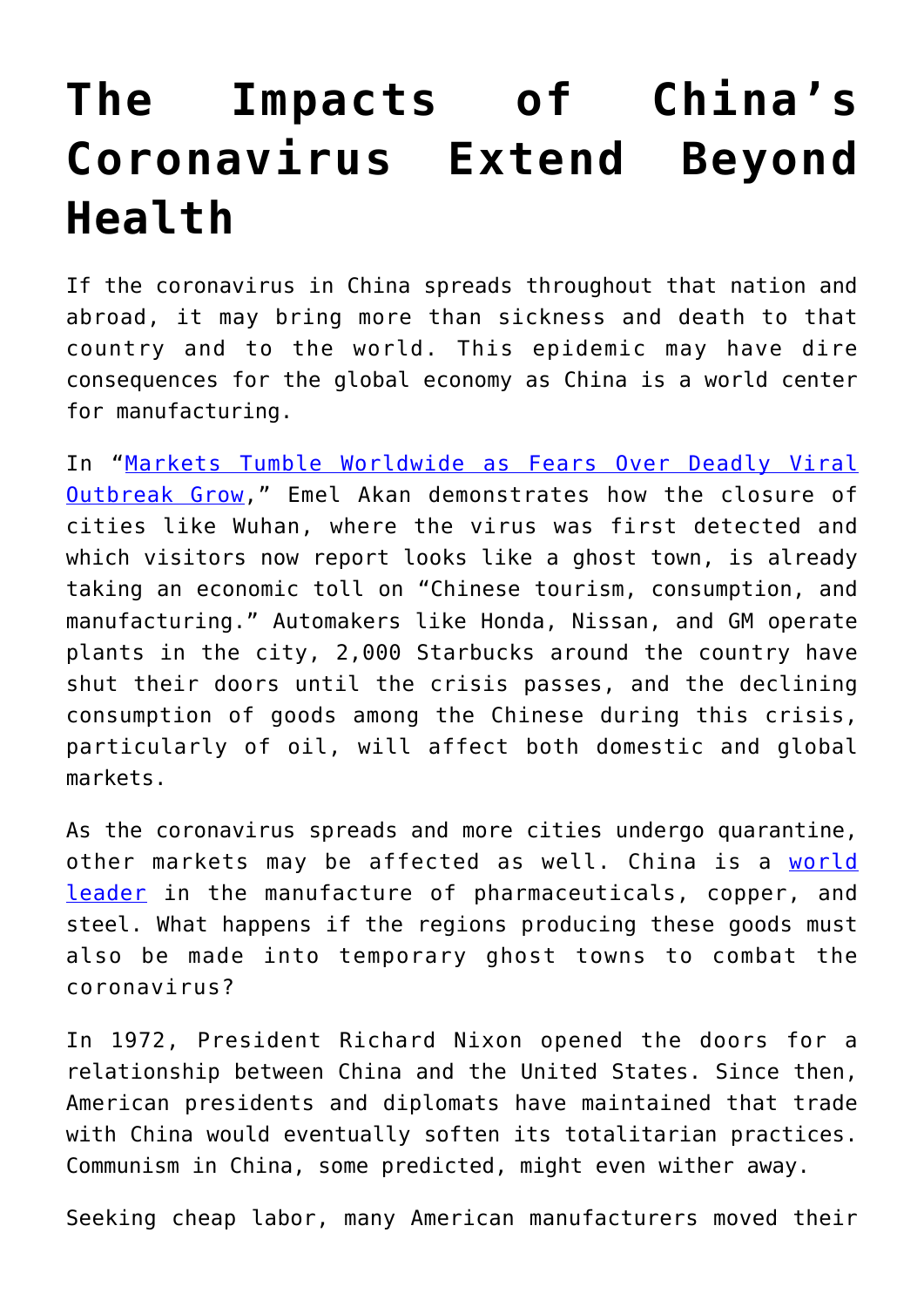# The Impacts of China's Coronavirus Extend Beyond Health

If the coronavirus in China spreads throughout that nation and abroad, it may bring more than sickness and death to that country and to the world. This epidemic may have dire consequences for the global economy as China is a world center for manufacturing.

In "[Markets Tumble Worldwide as Fears Over Deadly Viral Outbreak Grow](#)," Emel Akan demonstrates how the closure of cities like Wuhan, where the virus was first detected and which visitors now report looks like a ghost town, is already taking an economic toll on "Chinese tourism, consumption, and manufacturing." Automakers like Honda, Nissan, and GM operate plants in the city, 2,000 Starbucks around the country have shut their doors until the crisis passes, and the declining consumption of goods among the Chinese during this crisis, particularly of oil, will affect both domestic and global markets.

As the coronavirus spreads and more cities undergo quarantine, other markets may be affected as well. China is a [world leader](#) in the manufacture of pharmaceuticals, copper, and steel. What happens if the regions producing these goods must also be made into temporary ghost towns to combat the coronavirus?

In 1972, President Richard Nixon opened the doors for a relationship between China and the United States. Since then, American presidents and diplomats have maintained that trade with China would eventually soften its totalitarian practices. Communism in China, some predicted, might even wither away.

Seeking cheap labor, many American manufacturers moved their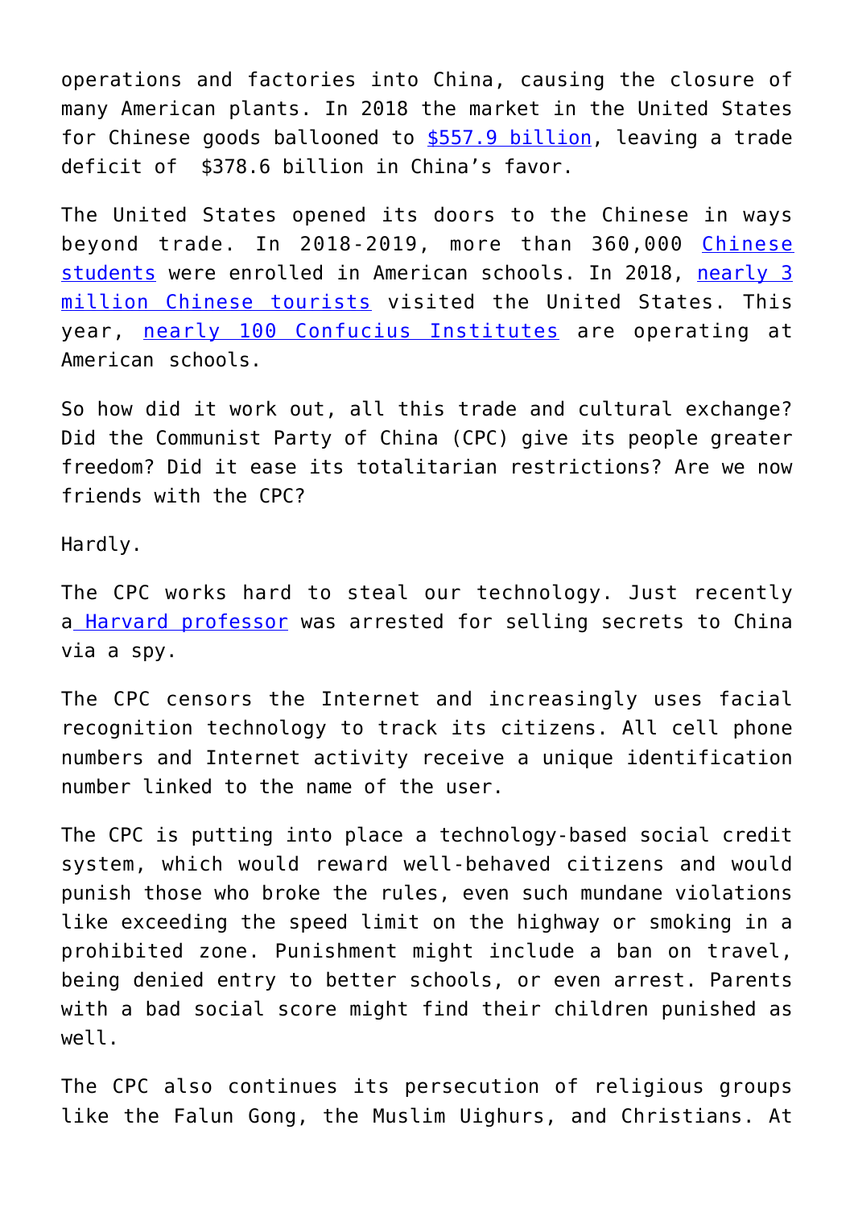operations and factories into China, causing the closure of many American plants. In 2018 the market in the United States for Chinese goods ballooned to [$557.9 billion](), leaving a trade deficit of $378.6 billion in China's favor.

The United States opened its doors to the Chinese in ways beyond trade. In 2018-2019, more than 360,000 [Chinese students]() were enrolled in American schools. In 2018, [nearly 3 million Chinese tourists]() visited the United States. This year, [nearly 100 Confucius Institutes]() are operating at American schools.

So how did it work out, all this trade and cultural exchange? Did the Communist Party of China (CPC) give its people greater freedom? Did it ease its totalitarian restrictions? Are we now friends with the CPC?

Hardly.

The CPC works hard to steal our technology. Just recently a [Harvard professor]() was arrested for selling secrets to China via a spy.

The CPC censors the Internet and increasingly uses facial recognition technology to track its citizens. All cell phone numbers and Internet activity receive a unique identification number linked to the name of the user.

The CPC is putting into place a technology-based social credit system, which would reward well-behaved citizens and would punish those who broke the rules, even such mundane violations like exceeding the speed limit on the highway or smoking in a prohibited zone. Punishment might include a ban on travel, being denied entry to better schools, or even arrest. Parents with a bad social score might find their children punished as well.

The CPC also continues its persecution of religious groups like the Falun Gong, the Muslim Uighurs, and Christians. At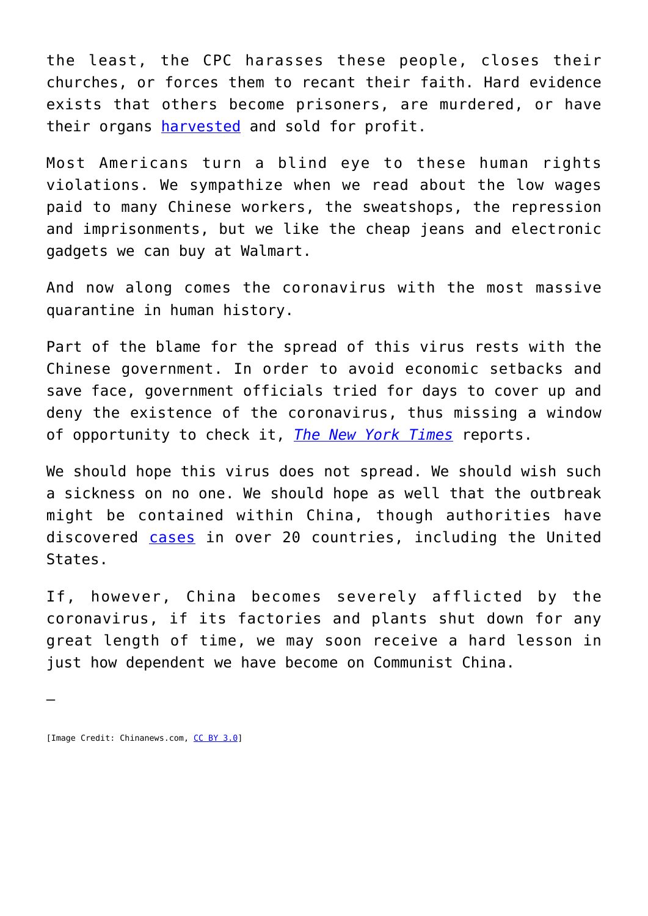the least, the CPC harasses these people, closes their churches, or forces them to recant their faith. Hard evidence exists that others become prisoners, are murdered, or have their organs harvested and sold for profit.

Most Americans turn a blind eye to these human rights violations. We sympathize when we read about the low wages paid to many Chinese workers, the sweatshops, the repression and imprisonments, but we like the cheap jeans and electronic gadgets we can buy at Walmart.

And now along comes the coronavirus with the most massive quarantine in human history.

Part of the blame for the spread of this virus rests with the Chinese government. In order to avoid economic setbacks and save face, government officials tried for days to cover up and deny the existence of the coronavirus, thus missing a window of opportunity to check it, *The New York Times* reports.

We should hope this virus does not spread. We should wish such a sickness on no one. We should hope as well that the outbreak might be contained within China, though authorities have discovered cases in over 20 countries, including the United States.

If, however, China becomes severely afflicted by the coronavirus, if its factories and plants shut down for any great length of time, we may soon receive a hard lesson in just how dependent we have become on Communist China.

—

[Image Credit: Chinanews.com, CC BY 3.0]